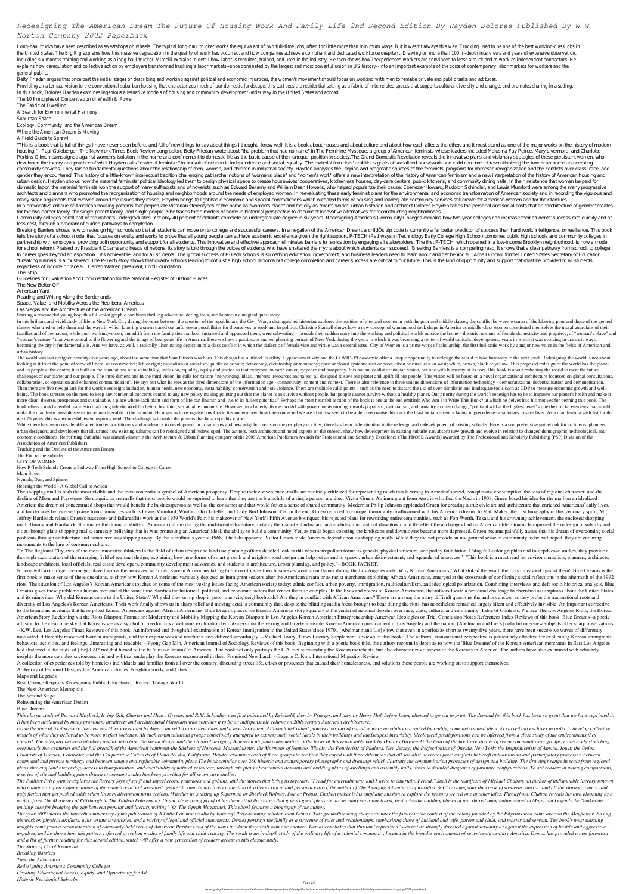# Redesigning The American Dream The Future Of Housing Work And Family Life 2nd Second Edition By Hayden Dolores Published By W W Norton Company 2002 Paperback

Long-haul trucks have been described as sweatshops on wheels. The typical long-haul trucker works the equivalent of two full-time jobs, often for little more than minimum wage. But it wasn't always this way. Trucking used to be one of the best working-class jobs in the United States. The Big Rig explains how this massive degradation in the quality of work has occurred, and how companies achieve a compliant and dedicated workforce despite it. Drawing on more than 100 in-depth interviews and years of extensive observation, including six months training and working as a long-haul trucker, Viscelli explains in detail how labor is recruited, trained, and used in the industry. He then shows how inexperienced workers are convinced to lease a truck and to work as independent contractors. He explains how deregulation and collective action by employers transformed trucking's labor markets--once dominated by the largest and most powerful union in US history--into an important example of the costs of contemporary labor markets for workers and the general public.

Betty Friedan argues that once past the initial stages of describing and working against politcal and economic injustices, the women's movement should focus on working with men to remake private and public tasks and attitudes.

Providing an alternate vision to the conventional suburban housing that characterizes much of our domestic landscape, this text sees the residential setting as a fabric of interrelated spaces that supports cultural diversity and change, and promotes sharing in a setting.

In this book, Dolores Hayden examines ingenious alternative models of housing and community development under way in the United States and abroad.

The 10 Principles of Concentration of Wealth & Power

The Fabric of Dwelling

A Search for Environmental Harmony

Suburban Space

Ecology, Community, and the American Dream

Where the American Dream is Moving

A Field Guide to Sprawl

"This is a book that is full of things I have never seen before, and full of new things to say about things I thought I knew well. It is a book about houses and about culture and about how each affects the other, and it must stand as one of the major works on the history of modern housing." - Paul Goldberger, The New York Times Book Review Long before Betty Friedan wrote about "the problem that had no name" in The Feminine Mystique, a group of American feminists whose leaders included Melusina Fay Peirce, Mary Livermore, and Charlotte Perkins Gilman campaigned against women's isolation in the home and confinement to domestic life as the basic cause of their unequal position in society.The Grand Domestic Revolution reveals the innovative plans and visionary strategies of these persistent women, who developed the theory and practice of what Hayden calls "material feminism" in pursuit of economic independence and social equality. The material feminists' ambitious goals of socialized housework and child care meant revolutionizing the American home and creating community services. They raised fundamental questions about the relationship of men, women, and children in industrial society. Hayden analyzes the utopian and pragmatic sources of the feminists' programs for domestic reorganization and the conflicts over class, race, and gender they encountered. This history of a little-known intellectual tradition challenging patriarchal notions of "women's place" and "women's work" offers a new interpretation of the history of American feminism and a new interpretation of the history of American housing and urban design. Hayden shows how the material feminists' political ideology led them to design physical space to create housewives' cooperatives, kitchenless houses, day-care centers, public kitchens, and community dining halls. In their insistence that women be paid for domestic labor, the material feminists won the support of many suffragists and of novelists such as Edward Bellamy and William Dean Howells, who helped popularize their cause. Ebenezer Howard, Rudolph Schindler, and Lewis Mumford were among the many progressive architects and planners who promoted the reorganization of housing and neighborhoods around the needs of employed women. In reevaluating these early feminist plans for the environmental and economic transformation of American society and in recording the vigorous and many-sided arguments that evolved around the issues they raised, Hayden brings to light basic economic and spacial contradictions which outdated forms of housing and inadequate community services still create for American women and for their families.

In a provocative critique of American housing patterns that perpetuate Victorian stereotypes of the home as "woman's place" and the city as "man's world", urban historian and architect Dolores Hayden tallies the personal and social costs that an "architecture of gender" creates for the two-earner family, the single-parent family, and single people. She traces three models of home in historical perspective to document innovative alternatives for reconstructing neighborhoods.

Community colleges enroll half of the nation's undergraduates. Yet only 40 percent of entrants complete an undergraduate degree in six years. Redesigning America's Community Colleges explains how two-year colleges can increase their students' success rate quickly and at less cost, through a program of guided pathways to completion.

Breaking Barriers shows how to redesign high schools so that all students can move on to college and successful careers. In a negation of the American Dream, a childÕs zip code is currently a far better predictor of success than hard work, intelligence, or resilience. This book tells the story of a school model that focuses on equity and works to prove that all young people can achieve academic excellence given the right support. P-TECH (Pathways in Technology Early College High School) combines public high schools and community colleges in partnership with employers, providing both opportunity and support for all students. This innovative and effective approach eliminates barriers to replication by engaging all stakeholders. The first P-TECH, which opened in a low-income Brooklyn neighborhood, is now a model for school reform. Praised by President Obama and heads of nations, its story is told through the voices of students who have shattered the myths about which students can succeed. "Breaking Barriers is a compelling read. It shows that a clear pathway from school, to college, to career goes beyond an aspiration—it's achievable, and for all students. The global success of P-Tech schools is something education, government, and business leaders need to learn about and get behind." —Arne Duncan, former United States Secretary of Education "Breaking Barriers is a must-read. The P-Tech story shows that quality schools leading to not just a high school diploma but college completion and career success are critical to our future. This is the kind of opportunity and support that must be provided to all students, regardless of income or race." —Darren Walker, president, Ford Foundation

The Strip

Guidelines for Evaluation and Documentation for the National Register of Historic Places

The New Better Off

American Yard

Reading and Writing Along the Borderlands

Space, Value, and Mobility Across the Neoliberal Americas

Las Vegas and the Architecture of the American Dream

Starring a resourceful young boy, this full-color graphic combines thrilling adventure, daring feats, and humor in a magical quest story.

In this brilliant and vivid study of life in New York City during the years between the creation of the republic and the Civil War, a distinguished historian explores the position of men and women in both the poor and middle classes, the conflict between women of the laboring poor and those of the genteel classes who tried to help them and the ways in which laboring women traced out unforeseen possibilities for themselves in work and in politics. Christine Stansell shows how a new concept of womanhood took shape in America as middle-class women constituted themselves the moral guardians of their families and of the nation, while poor workingwomen, cut adrift from the family ties that both sustained and oppressed them, were subverting—through their sudden entry into the working and political worlds outside the home—the strict notions of female domesticity and propriety, of "woman's place" and "woman's nature," that were central to the flowering and the image of bourgeois life in America. Here we have a passionate and enlightening portrait of New York during the years in which it was becoming a center of world capitalist development, years in which it was evolving in dramatic ways, becoming the city it fundamentally is. And we have, as well, a radically illuminating depiction of a class conflict in which the dialectic of female vice and virtue was a central issue. City of Women is a prime work of scholarship, the first full-scale work by a major new voice in the fields of American and urban history.

The world was last designed seventy-five years ago, about the same time that Sam Pitroda was born. This design has outlived its utility. Hyperconnectivity and the COVID-19 pandemic offer a unique opportunity to redesign the world to take humanity to the next level. Redesigning the world is not about looking at it from the point of view of liberal or conservative; left or right; capitalism or socialism; public or private; democracy, dictatorship or monarchy; open or closed systems; rich or poor; urban or rural; east or west; white, brown, black or yellow. This proposed redesign of the world has the planet and its people at the centre; it is built on the foundations of sustainability, inclusion, equality, equity and justice so that everyone on earth can enjoy peace and prosperity. It is not an idealist or utopian vision, but one with humanity at its core.This book is about reshaping the world to meet the future challenges of our planet and our people. The three dimensions In the third vision, he calls for nations "networking, ideas, interests, resources and talent, all designed to save our planet and uplift all our people. This vision will be based on a novel organizational architecture focussed on global consultations, collaboration, co-operation and enhanced communication". He lays out what he sees as the three dimensions of the information age - connectivity, content and context. There is also reference to three unique dimensions of information technology - democratisation, decentralisation and demonetisation. Then there are five new pillars for the world's redesign: inclusion, human needs, new economy, sustainability/ conservation and non-violence. There are multiple valid points - such as the need to discard the use of over-simplistic and inadequate tools such as GDP to measure economic growth and well-being. The book stresses on the need to keep environmental concerns central to any new policy making pointing out that the planet "can survive without people, but people cannot survive without a healthy planet. Our priority during the world's redesign has to be to improve our planet's health and make it more clean, diverse, prosperous and sustainable, a place where each plant and form of life can flourish and live to its fullest potential." Perhaps the most heartfelt section of the book is one at the end entitled: Who Am I to Write This Book? in which he delves into his motives for penning this book. The book offers a much-needed manifesto that can guide the world to better, healthier, sustainable human life. However, in a bitterly divided world with governments turning towards populism, nationalism, and brutality to crush dissent, "political will at the highest level" - one the crucial elements that would make the manifesto possible seems to be unachievable at the moment. He urges us to recognise how Covid has underscored how interconnected we are - but few seem to be able to recognise this - not the least India, currently facing unprecedented challenges to save lives. As a manifesto, a wish list for the next 75 years, this is a wonderful, even inspiring read. The challenge is to make the powers that be accept this vision.

While there has been considerable attention by practitioners and academics to development in urban cores and new neighborhoods on the periphery of cities, there has been little attention to the redesign and redevelopment of existing suburbs. Here is a comprehensive guidebook for architects, planners, urban designers, and developers that illustrates how existing suburbs can be redesigned and redeveloped. The authors, both architects and noted experts on the subject, show how development in existing suburbs can absorb new growth and evolve in relation to changed demographic, technological, and economic conditions. Retrofitting Suburbia was named winner in the Architecture & Urban Planning category of the 2009 American Publishers Awards for Professional and Scholarly Excellence (The PROSE Awards) awarded by The Professional and Scholarly Publishing (PSP) Division of the Association of American Publishers

Trucking and the Decline of the American Dream

The End of the Suburbs

CITY OF WOMEN

How P-Tech Schools Create a Pathway From High School to College to Career

Main Street

Nymph, Dun, and Spinner

Redesign the World - A Global Call to Action

The shopping mall is both the most visible and the most contentious symbol of American prosperity. Despite their convenience, malls are routinely criticized for representing much that is wrong in America—sprawl, conspicuous consumption, the loss of regional character, and the decline of Mom and Pop stores. So ubiquitous are malls that most people would be suprised to learn that they are the brainchild of a single person, architect Victor Gruen. An immigrant from Austria who fled the Nazis in 1938, Gruen based his idea for the mall on an idealized America: the dream of concentrated shops that would benefit the businessperson as well as the consumer and that would foster a sense of shared community. Modernist Philip Johnson applauded Gruen for creating a true civic art and architecture that enriched Americans' daily lives, and for decades he received praise from luminaries such as Lewis Mumford, Winthrop Rockefeller, and Lady Bird Johnson. Yet, in the end, Gruen returned to Europe, thoroughly disillusioned with his American dream. In Mall Maker, the first biography of this visionary spirit, M. Jeffrey Hardwick relates Gruen's successes and failures—his work at the 1939 World's Fair, his makeover of New York's Fifth Avenue boutiques, his rejected plans for reworking entire communities, such as Fort Worth, Texas, and his crowning achievement, the enclosed shopping mall. Throughout Hardwick illuminates the dramatic shifts in American culture during the mid-twentieth century, notably the rise of suburbia and automobiles, the death of downtown, and the effect these changes had on American life. Gruen championed the redesign of suburbs and cities through giant shopping malls, earnestly believing that he was promoting an American ideal, the ability to build a community. Yet, as malls began covering the landscape and downtowns became more depressed, Gruen became painfully aware that his dream of overcoming social problems through architecture and commerce was slipping away. By the tumultuous year of 1968, it had disappeared. Victor Gruen made America depend upon its shopping malls. While they did not provide an invigorated sense of community as he had hoped, they are enduring monuments to the lure of consumer culture.

"In The Regional City, two of the most innovative thinkers in the field of urban design and land use planning offer a detailed look at this new metropolitan form: its genesis, physical structure, and policy foundation. Using full-color graphics and in-depth case studies, they provide a thorough examination of the emerging field of regional design, explaining how new forms of smart growth and neighborhood design can help put an end to sprawl, urban disinvestment, and squandered resources." "This book is a must read for environmentalists, planners, architects, landscape architects, local officials, real estate developers, community development advocates, and students in architecture, urban planning, and policy."--BOOK JACKET.

No one will soon forget the image, blazed across the airwaves, of armed Korean Americans taking to the rooftops as their businesses went up in flames during the Los Angeles riots. Why Korean Americans? What stoked the wrath the riots unleashed against them? Blue Dreams is the first book to make sense of these questions, to show how Korean Americans, variously depicted as immigrant seekers after the American dream or as racist merchants exploiting African Americans, emerged at the crossroads of conflicting social reflections in the aftermath of the 1992 riots. The situation of Los Angeles's Korean Americans touches on some of the most vexing issues facing American society today: ethnic conflict, urban poverty, immigration, multiculturalism, and ideological polarization. Combining interviews and deft socio-historical analysis, Blue Dreams gives these problems a human face and at the same time clarifies the historical, political, and economic factors that render them so complex. In the lives and voices of Korean Americans, the authors locate a profound challenge to cherished assumptions about the United States and its minorities. Why did Koreans come to the United States? Why did they set up shop in poor inner-city neighborhoods? Are they in conflict with African Americans? These are among the many difficult questions the authors answer as they probe the transnational roots and diversity of Los Angeles's Korean Americans. Their work finally shows us in sharp relief and moving detail a community that, despite the blinding media focus brought to bear during the riots, has nonetheless remained largely silent and effectively invisible. An important corrective to the formulaic accounts that have pitted Korean Americans against African Americans, Blue Dreams places the Korean American story squarely at the center of national debates over race, class, culture, and community. Table of Contents: Preface The Los Angeles Riots, the Korean American Story Reckoning via the Riots Diaspora Formation: Modernity and Mobility Mapping the Korean Diaspora in Los Angeles Korean American Entrepreneurship American Ideologies on Trial Conclusion Notes References Index Reviews of this book: Blue Dreams--a poetic allusion to the clear blue sky that Koreans see as a symbol of freedom--is a welcome exploration by outsiders into the vexing and largely invisible Korean-American predicament in Los Angeles and the nation. [Abelmann and Lie 's] colorful interview subjects offer sharp observations. --K.W. Lee, Los Angeles Times Reviews of this book: An informed and thoughtful examination of Korean immigration to the United States since 1970...[Abelmann and Lie] show that even in a period as short as twenty-five years, there have been successive waves of differently motivated, differently resourced Korean immigrants, and their experiences and reactions have differed accordingly. --Michael Tonry, Times Literary Supplement Reviews of this book: [The authors'] transnational perspective is particularly effective for explicating Korean immigrants' behaviors, activities, and feelings...Interesting and readable. --Pyong Gap Min, American Journal of Sociology Reviews of this book: Beginning with a poetic book title, the authors recount in depth as to how the 'Blue Dreams' of the Korean-American merchants in East Los Angeles had shattered in the midst of [the] 1992 riot that turned out to be 'elusive dreams' in America...The book not only portrays the L.A. riot surrounding the Korean merchants, but also characterizes diaspora of the Koreans in America. The authors have also examined with scholarly insights the more complex socioeconomic and political underplay the Koreans encountered in their 'Promised New Land'. --Eugene C. Kim, International Migration Review

A collection of experiences told by homeless individuals and families from all over the country, discussing street life, crises or processes that caused their homelessness, and solutions these people are working on to support themselves.

A History of Feminist Designs For American Homes, Neighborhoods, and Cities

Maps and Legends

Real Change Requires Redesigning Public Education to Reflect Today's World

The Next American Metropolis

The Second Stage

Reinventing the American Dream

Blue Dreams

*This classic study of Bernard Maybeck, Irving Gill, Charles and Henry Greene, and R.M. Schindler was first published by Reinhold, then by Praeger, and then by Henry Holt before being allowed to go out to print. The demand for this book has been so great that we have reprinted it. It has been acclaimed by many prominent architects and architectural historians who consider it to be an indispensable volume on 20th-century American architecture.*

*From the time of its discovery, the new world was regarded by American settlers as a new Eden and a new Jerusalem. Although individual pioneers' visions of paradise were inevitably corrupted by reality, some determined idealists carved out enclaves in order to develop collective models of what they believed to be more perfect societies. All such communitarian groups consciously attempted to express their social ideals in their buildings and landscapes; invariably, ideological predispositions can be inferred from a close study of the environments they created. The interplay between ideology and architecture, the social design and the physical design of American utopian communities, is the basis of this remarkable book by Dolores Hayden.At the heart of the book are studies of seven communitarian groups, collectively stretching over nearly two centuries and the full breadth of the American continent-the Shakers of Hancock, Massachusetts; the Mormons of Nauvoo, Illinois; the Fourierists of Phalanx, New Jersey; the Perfectionists of Oneida, New York; the Inspirationists of Amana, Iowa; the Union Colonists of Greeley, Colorado; and the Cooperative Colonists of Llano del Rio, California. Hayden examines each of these groups to see how they coped with three dilemmas that all socialist' societies face: conflicts betweeft authoritarian and participatory processes, between communal and private territory, and between unique and replicable community plans.The book contains over 260 historic and contemporary photographs and drawings which illustrate the communitarian processes of design and building. The drawings range in scale from regional plans showing land ownership, access to transportation, and availability of natural resources, through site plans of communal domains and building plans of dwellings and assembly halls, down to detailed diagrams of furniture configurations. To aid readers in making comparisons, a series of site and building plans drawn at constant scales has been provided for all seven case studies.*

*The Pulitzer Prize winner explores the literary joys of sci-fi and superheroes, gumshoes and goblins, and the stories that bring us together. "I read for entertainment, and I write to entertain. Period." Such is the manifesto of Michael Chabon, an author of indisputable literary renown who maintains a fierce appreciation of the seductive arts of so-called "genre" fiction. In this lively collection of sixteen critical and personal essays, the author of The Amazing Adventures of Kavalier & Clay champions the cause of westerns, horror, and all the stories, comics, and pulp fiction that get pushed aside when literary discussion turns serious. Whether he's taking up Superman or Sherlock Holmes, Poe or Proust, Chabon makes it his emphatic mission to explore the reasons we tell one another tales. Throughout, Chabon reveals his own blooming as a writer, from The Mysteries of Pittsburgh to The Yiddish Policeman's Union. He is living proof of his theory that the stories that give us great pleasure are in many ways our truest, best art—the building blocks of our shared imagination—and in Maps and Legends, he "makes an inviting case for bridging the gap between popular and literary writing" (O, The Oprah Magazine). This ebook features a biography of the author.*

*The year 2000 marks the thirtieth anniversary of the publication of A Little Commonwealth by Bancroft Prize-winning scholar John Demos. This groundbreaking study examines the family in the context of the colony founded by the Pilgrims who came over on the Mayflower. Basing his work on physical artifacts, wills, estate inventories, and a variety of legal and official enactments, Demos portrays the family as a structure of roles and relationships, emphasizing those of husband and wife, parent and child, and master and servant. The book's most startling insights come from a reconsideration of commonly-held views of American Puritans and of the ways in which they dealt with one another. Demos concludes that Puritan "repression" was not as strongly directed against sexuality as against the expression of hostile and aggressive impulses, and he shows how this pattern reflected prevalent modes of family life and child-rearing. The result is an in-depth study of the ordinary life of a colonial community, located in the broader environment of seventeenth-century America. Demos has provided a new foreword and a list of further reading for this second edition, which will offer a new generation of readers access to this classic study.*

*The Story of Carol Kennicott*

*Breaking Barriers*

*Timo the Adventurer*

*Redesigning America's Community Colleges*

*Creating Educational Access, Equity, and Opportunity for All*

*Historic Residential Suburbs*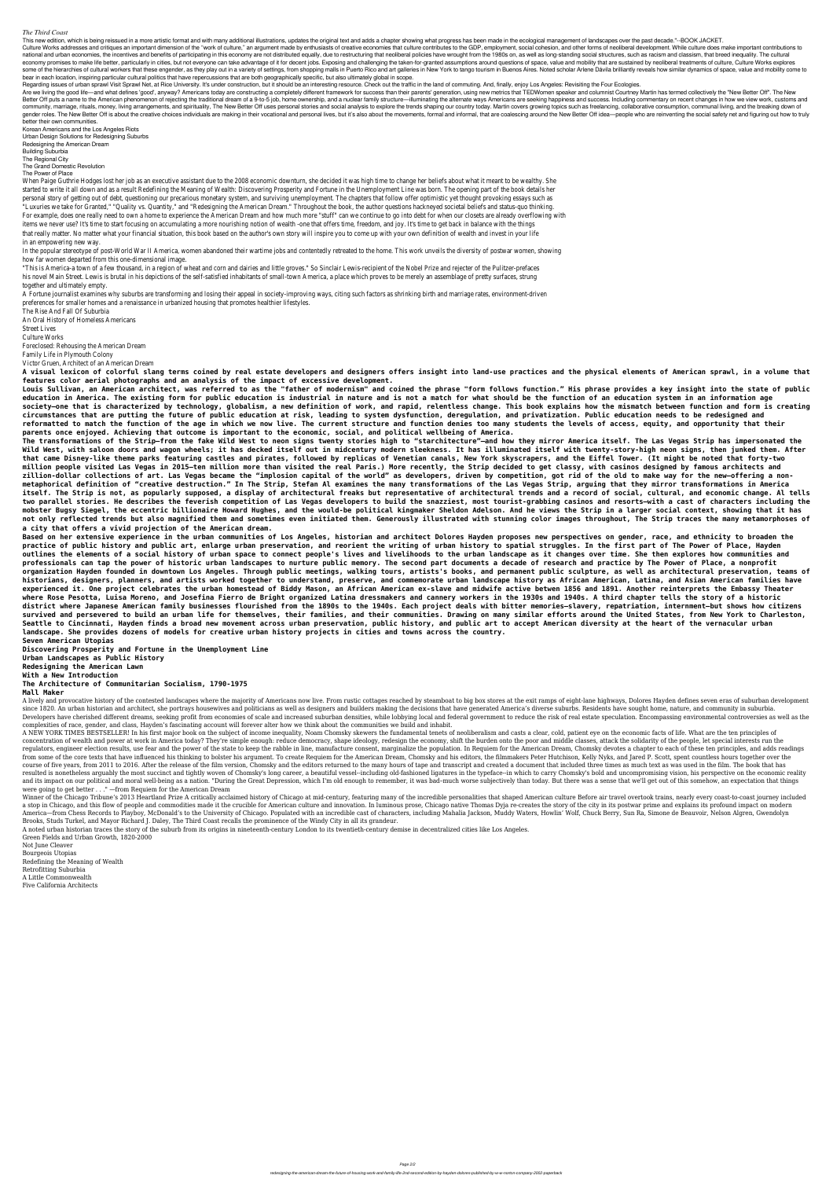*The Third Coast*

This new edition, which is being reissued in a more artistic format and with many additional illustrations, updates the original text and adds a chapter showing what progress has been made in the ecological management of landscapes over the past decade."--BOOK JACKET.

Culture Works addresses and critiques an important dimension of the "work of culture," an argument made by enthusiasts of creative economies that culture contributes to the GDP, employment, social cohesion, and other forms of neoliberal development. While culture does make important contributions to national and urban economies, the incentives and benefits of participating in this economy are not distributed equally, due to restructuring that neoliberal policies have wrought from the 1980s on, as well as long-standing social structures, such as racism and classism, that breed inequality. The cultural economy promises to make life better, particularly in cities, but not everyone can take advantage of it for decent jobs. Exposing and challenging the taken-for-granted assumptions around questions of space, value and mobility that are sustained by neoliberal treatments of culture, Culture Works explores some of the hierarchies of cultural workers that these engender, as they play out in a variety of settings, from shopping malls in Puerto Rico and art galleries in New York to tango tourism in Buenos Aires. Noted scholar Arlene Dávila brilliantly reveals how similar dynamics of space, value and mobility come to bear in each location, inspiring particular cultural politics that have repercussions that are both geographically specific, but also ultimately global in scope.

Regarding issues of urban sprawl Visit Sprawl Net, at Rice University. It's under construction, but it should be an interesting resource. Check out the traffic in the land of commuting. And, finally, enjoy Los Angeles: Revisiting the Four Ecologies.

Are we living the good life—and what defines 'good', anyway? Americans today are constructing a completely different framework for success than their parents' generation, using new metrics that TEDWomen speaker and columnist Courtney Martin has termed collectively the "New Better Off". The New Better Off puts a name to the American phenomenon of rejecting the traditional dream of a 9-to-5 job, home ownership, and a nuclear family structure—illuminating the alternate ways Americans are seeking happiness and success. Including commentary on recent changes in how we view work, customs and community, marriage, rituals, money, living arrangements, and spirituality, The New Better Off uses personal stories and social analysis to explore the trends shaping our country today. Martin covers growing topics such as freelancing, collaborative consumption, communal living, and the breaking down of gender roles. The New Better Off is about the creative choices individuals are making in their vocational and personal lives, but it's also about the movements, formal and informal, that are coalescing around the New Better Off idea—people who are reinventing the social safety net and figuring out how to truly better their own communities.

Korean Americans and the Los Angeles Riots

Urban Design Solutions for Redesigning Suburbs

Redesigning the American Dream

Building Suburbia

The Regional City

The Grand Domestic Revolution

The Power of Place

When Paige Guthrie Hodges lost her job as an executive assistant due to the 2008 economic downturn, she decided it was high time to change her beliefs about what it meant to be wealthy. She started to write it all down and as a result Redefining the Meaning of Wealth: Discovering Prosperity and Fortune in the Unemployment Line was born. The opening part of the book details her personal story of getting out of debt, questioning our precarious monetary system, and surviving unemployment. The chapters that follow offer optimistic yet thought provoking essays such as "Luxuries we take for Granted," "Quality vs. Quantity," and "Redesigning the American Dream." Throughout the book, the author questions hackneyed societal beliefs and status-quo thinking. For example, does one really need to own a home to experience the American Dream and how much more "stuff" can we continue to go into debt for when our closets are already overflowing with items we never use? It's time to start focusing on accumulating a more nourishing notion of wealth -one that offers time, freedom, and joy. It's time to get back in balance with the things that really matter. No matter what your financial situation, this book based on the author's own story will inspire you to come up with your own definition of wealth and invest in your life in an empowering new way.

In the popular stereotype of post-World War II America, women abandoned their wartime jobs and contentedly retreated to the home. This work unveils the diversity of postwar women, showing how far women departed from this one-dimensional image.

"This is America-a town of a few thousand, in a region of wheat and corn and dairies and little groves." So Sinclair Lewis-recipient of the Nobel Prize and rejecter of the Pulitzer-prefaces his novel Main Street. Lewis is brutal in his depictions of the self-satisfied inhabitants of small-town America, a place which proves to be merely an assemblage of pretty surfaces, strung together and ultimately empty.

A Fortune journalist examines why suburbs are transforming and losing their appeal in society-improving ways, citing such factors as shrinking birth and marriage rates, environment-driven preferences for smaller homes and a renaissance in urbanized housing that promotes healthier lifestyles.

The Rise And Fall Of Suburbia

An Oral History of Homeless Americans

Street Lives

Culture Works

Foreclosed: Rehousing the American Dream

Family Life in Plymouth Colony

Victor Gruen, Architect of an American Dream

**A visual lexicon of colorful slang terms coined by real estate developers and designers offers insight into land-use practices and the physical elements of American sprawl, in a volume that features color aerial photographs and an analysis of the impact of excessive development.**

**Louis Sullivan, an American architect, was referred to as the "father of modernism" and coined the phrase "form follows function." His phrase provides a key insight into the state of public education in America. The existing form for public education is industrial in nature and is not a match for what should be the function of an education system in an information age society—one that is characterized by technology, globalism, a new definition of work, and rapid, relentless change. This book explains how the mismatch between function and form is creating circumstances that are putting the future of public education at risk, leading to system dysfunction, deregulation, and privatization. Public education needs to be redesigned and reformatted to match the function of the age in which we now live. The current structure and function denies too many students the levels of access, equity, and opportunity that their parents once enjoyed. Achieving that outcome is important to the economic, social, and political wellbeing of America.**

**The transformations of the Strip—from the fake Wild West to neon signs twenty stories high to "starchitecture"—and how they mirror America itself. The Las Vegas Strip has impersonated the Wild West, with saloon doors and wagon wheels; it has decked itself out in midcentury modern sleekness. It has illuminated itself with twenty-story-high neon signs, then junked them. After that came Disney-like theme parks featuring castles and pirates, followed by replicas of Venetian canals, New York skyscrapers, and the Eiffel Tower. (It might be noted that forty-two million people visited Las Vegas in 2015—ten million more than visited the real Paris.) More recently, the Strip decided to get classy, with casinos designed by famous architects and zillion-dollar collections of art. Las Vegas became the "implosion capital of the world" as developers, driven by competition, got rid of the old to make way for the new—offering a non-metaphorical definition of "creative destruction." In The Strip, Stefan Al examines the many transformations of the Las Vegas Strip, arguing that they mirror transformations in America itself. The Strip is not, as popularly supposed, a display of architectural freaks but representative of architectural trends and a record of social, cultural, and economic change. Al tells two parallel stories. He describes the feverish competition of Las Vegas developers to build the snazziest, most tourist-grabbing casinos and resorts—with a cast of characters including the mobster Bugsy Siegel, the eccentric billionaire Howard Hughes, and the would-be political kingmaker Sheldon Adelson. And he views the Strip in a larger social context, showing that it has not only reflected trends but also magnified them and sometimes even initiated them. Generously illustrated with stunning color images throughout, The Strip traces the many metamorphoses of a city that offers a vivid projection of the American dream.**

**Based on her extensive experience in the urban communities of Los Angeles, historian and architect Dolores Hayden proposes new perspectives on gender, race, and ethnicity to broaden the practice of public history and public art, enlarge urban preservation, and reorient the writing of urban history to spatial struggles. In the first part of The Power of Place, Hayden outlines the elements of a social history of urban space to connect people's lives and livelihoods to the urban landscape as it changes over time. She then explores how communities and professionals can tap the power of historic urban landscapes to nurture public memory. The second part documents a decade of research and practice by The Power of Place, a nonprofit organization Hayden founded in downtown Los Angeles. Through public meetings, walking tours, artist's books, and permanent public sculpture, as well as architectural preservation, teams of historians, designers, planners, and artists worked together to understand, preserve, and commemorate urban landscape history as African American, Latina, and Asian American families have experienced it. One project celebrates the urban homestead of Biddy Mason, an African American ex-slave and midwife active between 1856 and 1891. Another reinterprets the Embassy Theater where Rose Pesotta, Luisa Moreno, and Josefina Fierro de Bright organized Latina dressmakers and cannery workers in the 1930s and 1940s. A third chapter tells the story of a historic district where Japanese American family businesses flourished from the 1890s to the 1940s. Each project deals with bitter memories—slavery, repatriation, internment—but shows how citizens survived and persevered to build an urban life for themselves, their families, and their communities. Drawing on many similar efforts around the United States, from New York to Charleston, Seattle to Cincinnati, Hayden finds a broad new movement across urban preservation, public history, and public art to accept American diversity at the heart of the vernacular urban landscape. She provides dozens of models for creative urban history projects in cities and towns across the country.**

**Seven American Utopias**

**Discovering Prosperity and Fortune in the Unemployment Line**

**Urban Landscapes as Public History**

**Redesigning the American Lawn**

**With a New Introduction**

**The Architecture of Communitarian Socialism, 1790-1975**

**Mall Maker**

A lively and provocative history of the contested landscapes where the majority of Americans now live. From rustic cottages reached by steamboat to big box stores at the exit ramps of eight-lane highways, Dolores Hayden defines seven eras of suburban development since 1820. An urban historian and architect, she portrays housewives and politicians as well as designers and builders making the decisions that have generated America's diverse suburbs. Residents have sought home, nature, and community in suburbia. Developers have cherished different dreams, seeking profit from economies of scale and increased suburban densities, while lobbying local and federal government to reduce the risk of real estate speculation. Encompassing environmental controversies as well as the complexities of race, gender, and class, Hayden's fascinating account will forever alter how we think about the communities we build and inhabit.

A NEW YORK TIMES BESTSELLER! In his first major book on the subject of income inequality, Noam Chomsky skewers the fundamental tenets of neoliberalism and casts a clear, cold, patient eye on the economic facts of life. What are the ten principles of concentration of wealth and power at work in America today? They're simple enough: reduce democracy, shape ideology, redesign the economy, shift the burden onto the poor and middle classes, attack the solidarity of the people, let special interests run the regulators, engineer election results, use fear and the power of the state to keep the rabble in line, manufacture consent, marginalize the population. In Requiem for the American Dream, Chomsky devotes a chapter to each of these ten principles, and adds readings from some of the core texts that have influenced his thinking to bolster his argument. To create Requiem for the American Dream, Chomsky and his editors, the filmmakers Peter Hutchison, Kelly Nyks, and Jared P. Scott, spent countless hours together over the course of five years, from 2011 to 2016. After the release of the film version, Chomsky and the editors returned to the many hours of tape and transcript and created a document that included three times as much text as was used in the film. The book that has resulted is nonetheless arguably the most succinct and tightly woven of Chomsky's long career, a beautiful vessel--including old-fashioned ligatures in the typeface--in which to carry Chomsky's bold and uncompromising vision, his perspective on the economic reality and its impact on our political and moral well-being as a nation. "During the Great Depression, which I'm old enough to remember, it was bad--much worse subjectively than today. But there was a sense that we'll get out of this somehow, an expectation that things were going to get better . . ." —from Requiem for the American Dream

Winner of the Chicago Tribune's 2013 Heartland Prize A critically acclaimed history of Chicago at mid-century, featuring many of the incredible personalities that shaped American culture Before air travel overtook trains, nearly every coast-to-coast journey included a stop in Chicago, and this flow of people and commodities made it the crucible for American culture and innovation. In luminous prose, Chicago native Thomas Dyja re-creates the story of the city in its postwar prime and explains its profound impact on modern America—from Chess Records to Playboy, McDonald's to the University of Chicago. Populated with an incredible cast of characters, including Mahalia Jackson, Muddy Waters, Howlin' Wolf, Chuck Berry, Sun Ra, Simone de Beauvoir, Nelson Algren, Gwendolyn Brooks, Studs Turkel, and Mayor Richard J. Daley, The Third Coast recalls the prominence of the Windy City in all its grandeur.

A noted urban historian traces the story of the suburb from its origins in nineteenth-century London to its twentieth-century demise in decentralized cities like Los Angeles.

Green Fields and Urban Growth, 1820-2000

Not June Cleaver

Bourgeois Utopias

Redefining the Meaning of Wealth

Retrofitting Suburbia

A Little Commonwealth

Five California Architects